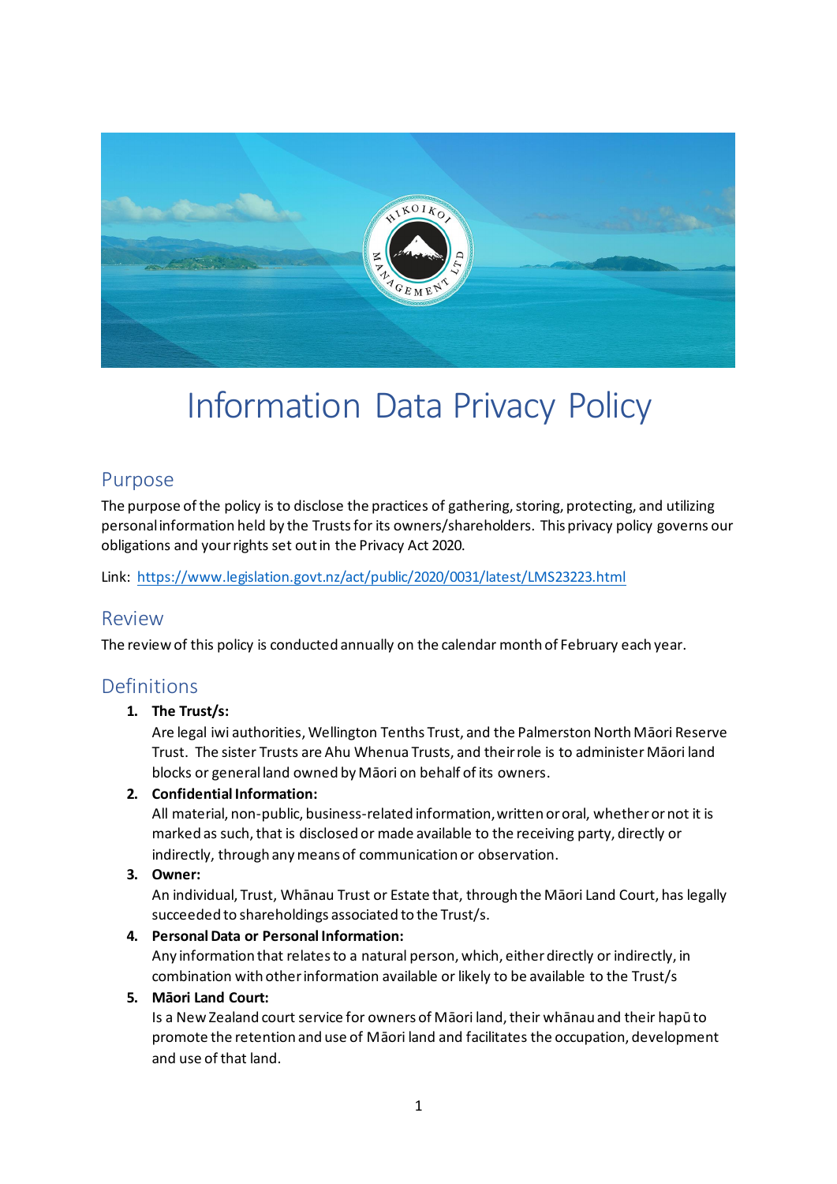# Information Data Privacy Policy

## Purpose

The purpose of the policy is to disclose the practices of gathering, storing, protecting, and utilizing personal information held by the Trusts for its owners/shareholders. This privacy policy governs our obligations and your rights set out in the Privacy Act 2020.

Link: [https://www.legislation.govt.nz/act/public/2020/0031/latest/LMS23223.html](https://www.legislation.govt.nz/act/public/2020/0031/latest/LMS23223.html)

## Review

The review of this policy is conducted annually on the calendar month of February each year.

## Definitions

1. **The Trust/s:**
   Are legal iwi authorities, Wellington Tenths Trust, and the Palmerston North Māori Reserve Trust. The sister Trusts are Ahu Whenua Trusts, and their role is to administer Māori land blocks or general land owned by Māori on behalf of its owners.
2. **Confidential Information:**
   All material, non-public, business-related information, written or oral, whether or not it is marked as such, that is disclosed or made available to the receiving party, directly or indirectly, through any means of communication or observation.
3. **Owner:**
   An individual, Trust, Whānau Trust or Estate that, through the Māori Land Court, has legally succeeded to shareholdings associated to the Trust/s.
4. **Personal Data or Personal Information:**
   Any information that relates to a natural person, which, either directly or indirectly, in combination with other information available or likely to be available to the Trust/s
5. **Māori Land Court:**
   Is a New Zealand court service for owners of Māori land, their whānau and their hapū to promote the retention and use of Māori land and facilitates the occupation, development and use of that land.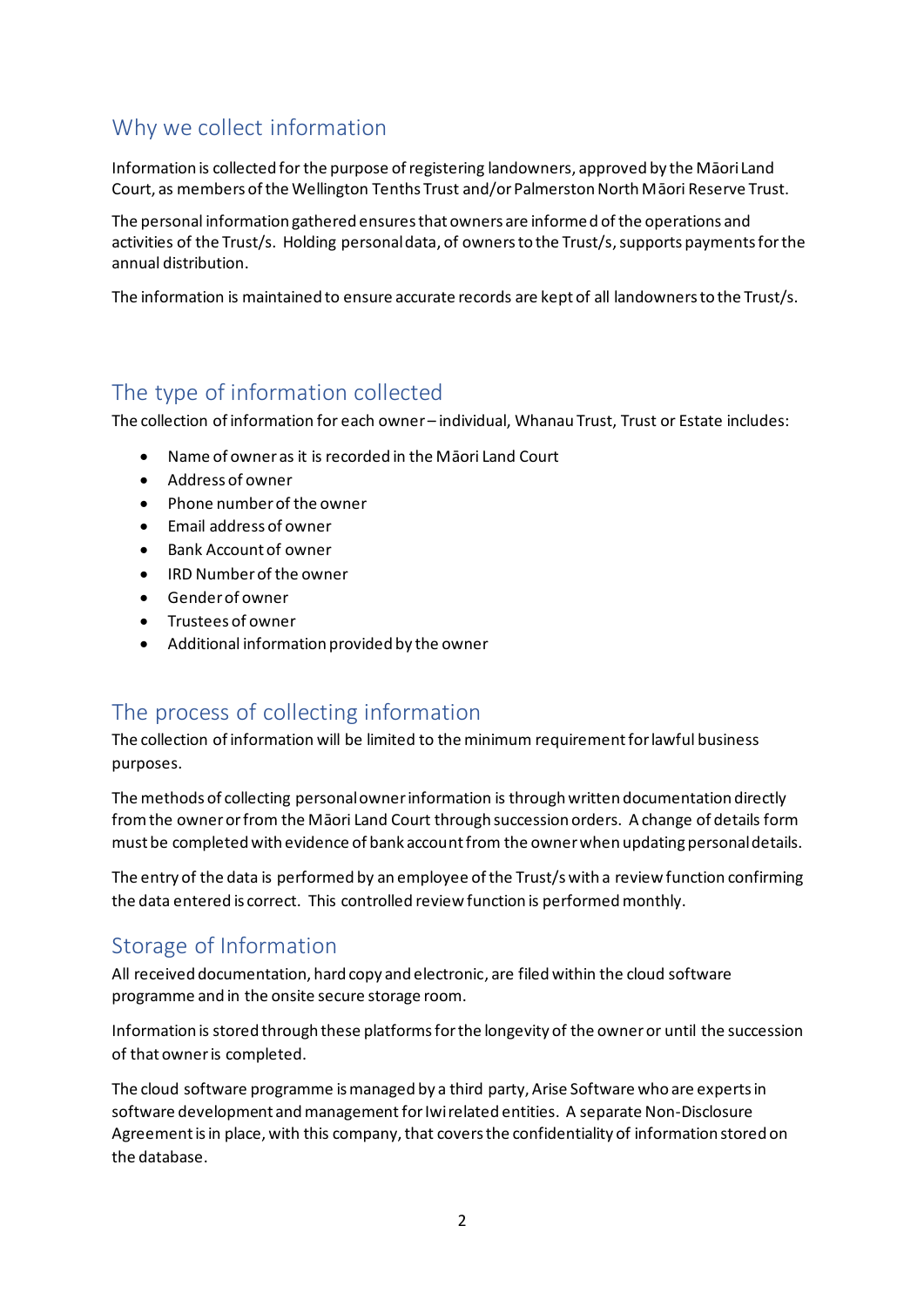## Why we collect information

Information is collected for the purpose of registering landowners, approved by the Māori Land Court, as members of the Wellington Tenths Trust and/or Palmerston North Māori Reserve Trust.

The personal information gathered ensures that owners are informed of the operations and activities of the Trust/s. Holding personal data, of owners to the Trust/s, supports payments for the annual distribution.

The information is maintained to ensure accurate records are kept of all landowners to the Trust/s.

## The type of information collected

The collection of information for each owner – individual, Whanau Trust, Trust or Estate includes:

- Name of owner as it is recorded in the Māori Land Court
- Address of owner
- Phone number of the owner
- Email address of owner
- Bank Account of owner
- IRD Number of the owner
- Gender of owner
- Trustees of owner
- Additional information provided by the owner

## The process of collecting information

The collection of information will be limited to the minimum requirement for lawful business purposes.

The methods of collecting personal owner information is through written documentation directly from the owner or from the Māori Land Court through succession orders. A change of details form must be completed with evidence of bank account from the owner when updating personal details.

The entry of the data is performed by an employee of the Trust/s with a review function confirming the data entered is correct. This controlled review function is performed monthly.

## Storage of Information

All received documentation, hard copy and electronic, are filed within the cloud software programme and in the onsite secure storage room.

Information is stored through these platforms for the longevity of the owner or until the succession of that owner is completed.

The cloud software programme is managed by a third party, Arise Software who are experts in software development and management for Iwi related entities. A separate Non-Disclosure Agreement is in place, with this company, that covers the confidentiality of information stored on the database.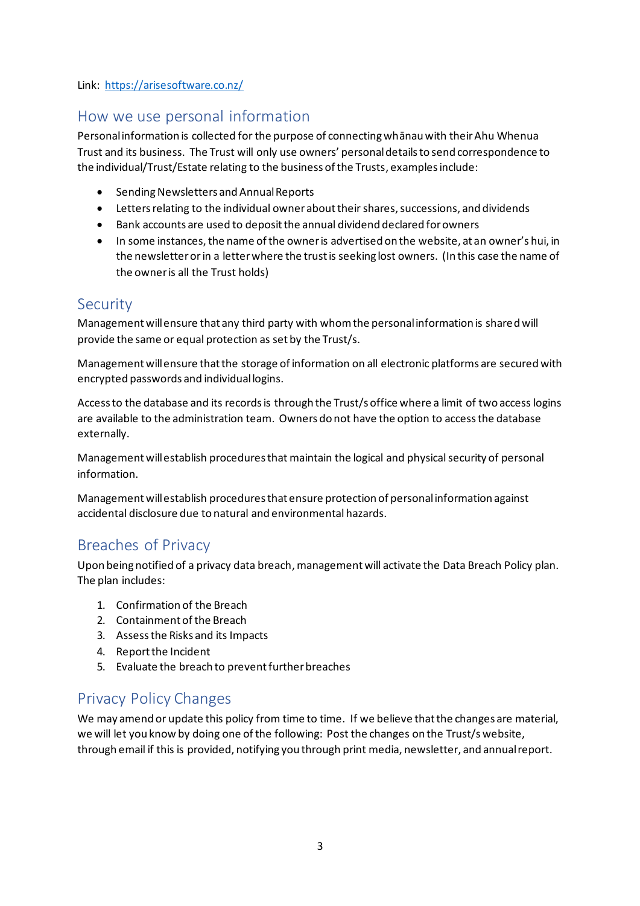Link: https://arisesoftware.co.nz/

## How we use personal information

Personal information is collected for the purpose of connecting whānau with their Ahu Whenua Trust and its business. The Trust will only use owners' personal details to send correspondence to the individual/Trust/Estate relating to the business of the Trusts, examples include:

- Sending Newsletters and Annual Reports
- Letters relating to the individual owner about their shares, successions, and dividends
- Bank accounts are used to deposit the annual dividend declared for owners
- In some instances, the name of the owner is advertised on the website, at an owner's hui, in the newsletter or in a letter where the trust is seeking lost owners. (In this case the name of the owner is all the Trust holds)

## Security

Management will ensure that any third party with whom the personal information is shared will provide the same or equal protection as set by the Trust/s.

Management will ensure that the storage of information on all electronic platforms are secured with encrypted passwords and individual logins.

Access to the database and its records is through the Trust/s office where a limit of two access logins are available to the administration team. Owners do not have the option to access the database externally.

Management will establish procedures that maintain the logical and physical security of personal information.

Management will establish procedures that ensure protection of personal information against accidental disclosure due to natural and environmental hazards.

## Breaches of Privacy

Upon being notified of a privacy data breach, management will activate the Data Breach Policy plan. The plan includes:

1. Confirmation of the Breach
2. Containment of the Breach
3. Assess the Risks and its Impacts
4. Report the Incident
5. Evaluate the breach to prevent further breaches

## Privacy Policy Changes

We may amend or update this policy from time to time. If we believe that the changes are material, we will let you know by doing one of the following: Post the changes on the Trust/s website, through email if this is provided, notifying you through print media, newsletter, and annual report.